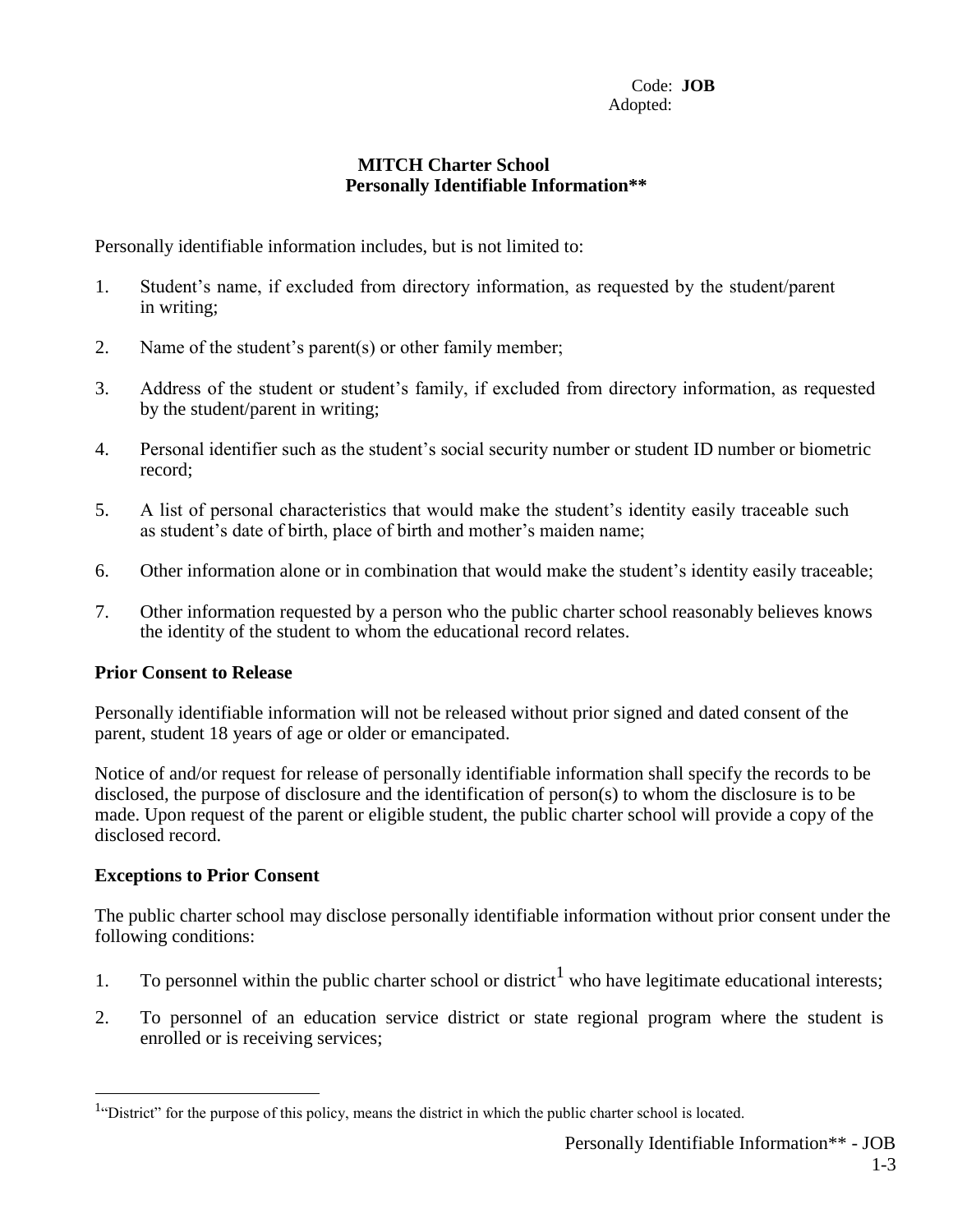Code: **JOB**
Adopted:

# MITCH Charter School
## Personally Identifiable Information**

Personally identifiable information includes, but is not limited to:

1. Student's name, if excluded from directory information, as requested by the student/parent in writing;
2. Name of the student's parent(s) or other family member;
3. Address of the student or student's family, if excluded from directory information, as requested by the student/parent in writing;
4. Personal identifier such as the student's social security number or student ID number or biometric record;
5. A list of personal characteristics that would make the student's identity easily traceable such as student's date of birth, place of birth and mother's maiden name;
6. Other information alone or in combination that would make the student's identity easily traceable;
7. Other information requested by a person who the public charter school reasonably believes knows the identity of the student to whom the educational record relates.

### Prior Consent to Release

Personally identifiable information will not be released without prior signed and dated consent of the parent, student 18 years of age or older or emancipated.

Notice of and/or request for release of personally identifiable information shall specify the records to be disclosed, the purpose of disclosure and the identification of person(s) to whom the disclosure is to be made. Upon request of the parent or eligible student, the public charter school will provide a copy of the disclosed record.

### Exceptions to Prior Consent

The public charter school may disclose personally identifiable information without prior consent under the following conditions:

1. To personnel within the public charter school or district[1] who have legitimate educational interests;
2. To personnel of an education service district or state regional program where the student is enrolled or is receiving services;

[1] "District" for the purpose of this policy, means the district in which the public charter school is located.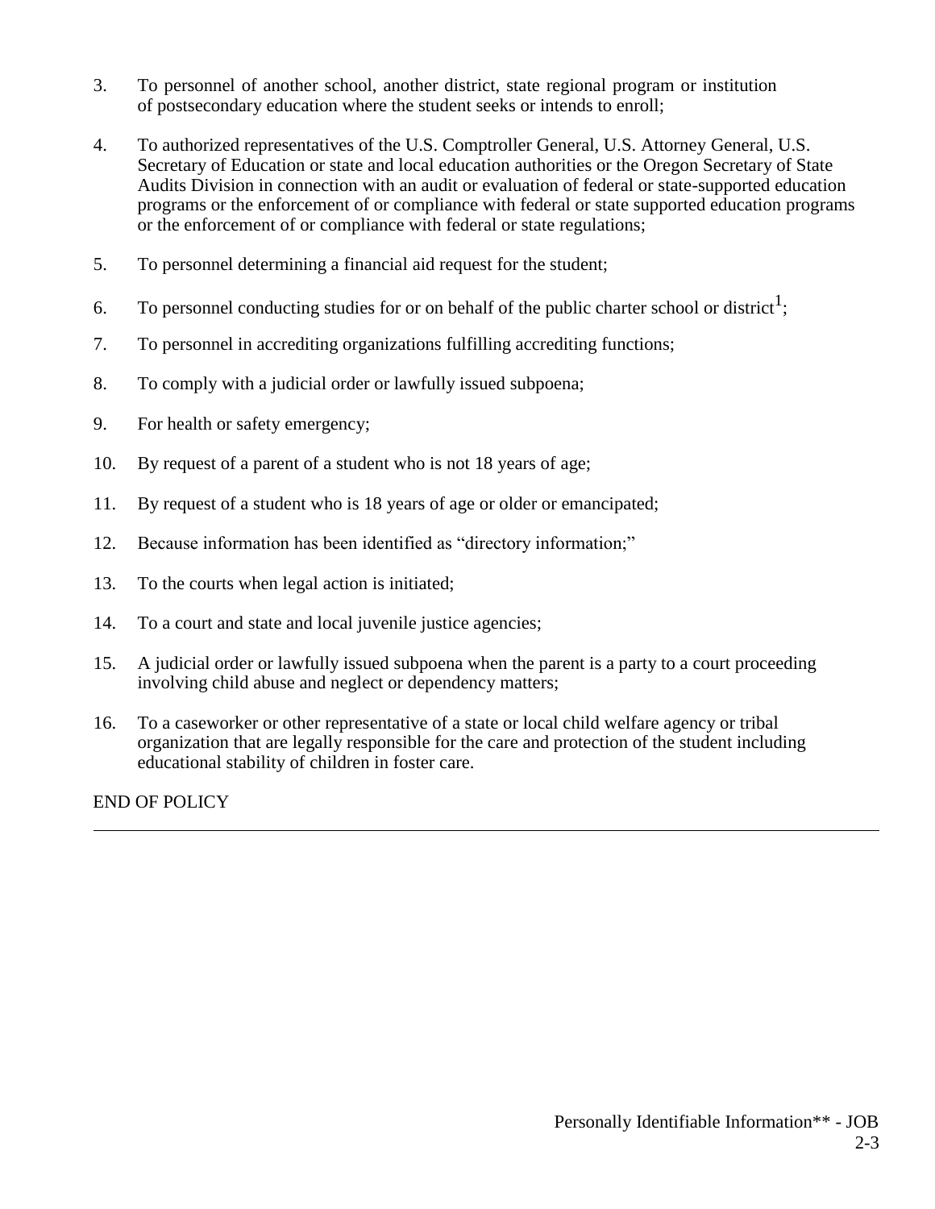3. To personnel of another school, another district, state regional program or institution of postsecondary education where the student seeks or intends to enroll;

4. To authorized representatives of the U.S. Comptroller General, U.S. Attorney General, U.S. Secretary of Education or state and local education authorities or the Oregon Secretary of State Audits Division in connection with an audit or evaluation of federal or state-supported education programs or the enforcement of or compliance with federal or state supported education programs or the enforcement of or compliance with federal or state regulations;

5. To personnel determining a financial aid request for the student;

6. To personnel conducting studies for or on behalf of the public charter school or district[1];

7. To personnel in accrediting organizations fulfilling accrediting functions;

8. To comply with a judicial order or lawfully issued subpoena;

9. For health or safety emergency;

10. By request of a parent of a student who is not 18 years of age;

11. By request of a student who is 18 years of age or older or emancipated;

12. Because information has been identified as "directory information;"

13. To the courts when legal action is initiated;

14. To a court and state and local juvenile justice agencies;

15. A judicial order or lawfully issued subpoena when the parent is a party to a court proceeding involving child abuse and neglect or dependency matters;

16. To a caseworker or other representative of a state or local child welfare agency or tribal organization that are legally responsible for the care and protection of the student including educational stability of children in foster care.

END OF POLICY

---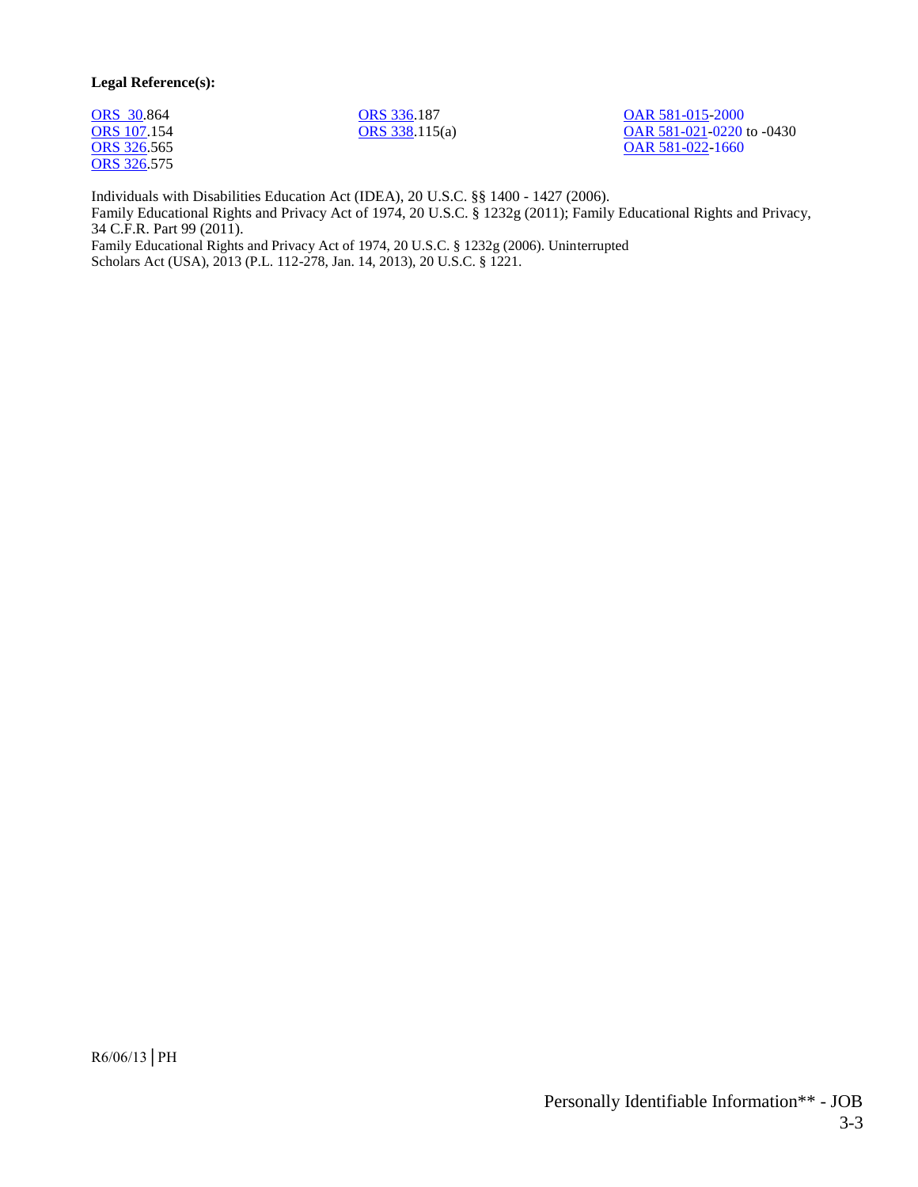**Legal Reference(s):**

ORS 30.864
ORS 107.154
ORS 326.565
ORS 326.575

ORS 336.187
ORS 338.115(a)

OAR 581-015-2000
OAR 581-021-0220 to -0430
OAR 581-022-1660

Individuals with Disabilities Education Act (IDEA), 20 U.S.C. §§ 1400 - 1427 (2006).
Family Educational Rights and Privacy Act of 1974, 20 U.S.C. § 1232g (2011); Family Educational Rights and Privacy, 34 C.F.R. Part 99 (2011).
Family Educational Rights and Privacy Act of 1974, 20 U.S.C. § 1232g (2006). Uninterrupted Scholars Act (USA), 2013 (P.L. 112-278, Jan. 14, 2013), 20 U.S.C. § 1221.

R6/06/13 | PH